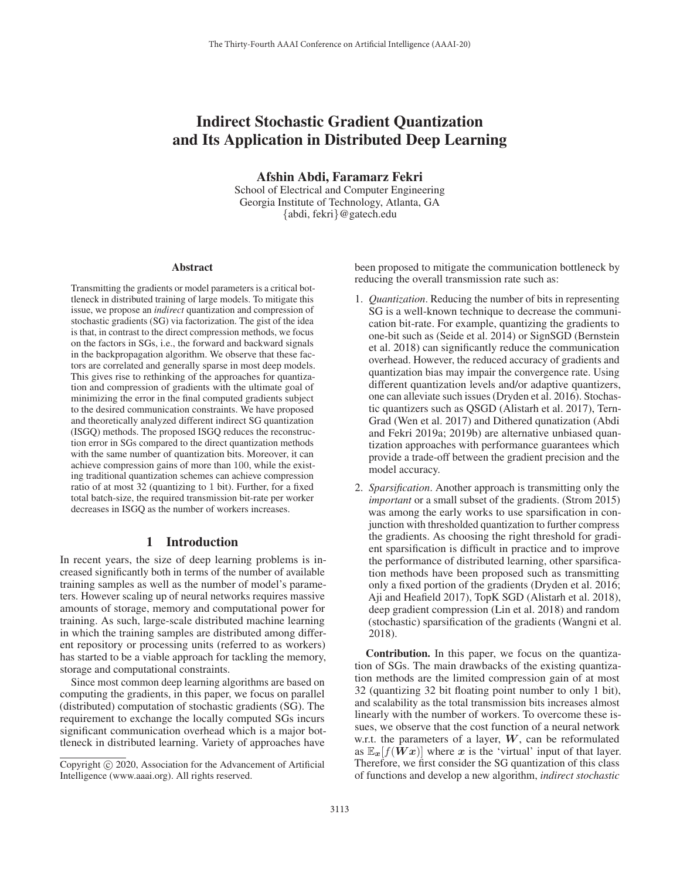# Indirect Stochastic Gradient Quantization and Its Application in Distributed Deep Learning

**Afshin Abdi, Faramarz Fekri**

School of Electrical and Computer Engineering
Georgia Institute of Technology, Atlanta, GA
{abdi, fekri}@gatech.edu

## Abstract

Transmitting the gradients or model parameters is a critical bottleneck in distributed training of large models. To mitigate this issue, we propose an *indirect* quantization and compression of stochastic gradients (SG) via factorization. The gist of the idea is that, in contrast to the direct compression methods, we focus on the factors in SGs, i.e., the forward and backward signals in the backpropagation algorithm. We observe that these factors are correlated and generally sparse in most deep models. This gives rise to rethinking of the approaches for quantization and compression of gradients with the ultimate goal of minimizing the error in the final computed gradients subject to the desired communication constraints. We have proposed and theoretically analyzed different indirect SG quantization (ISGQ) methods. The proposed ISGQ reduces the reconstruction error in SGs compared to the direct quantization methods with the same number of quantization bits. Moreover, it can achieve compression gains of more than 100, while the existing traditional quantization schemes can achieve compression ratio of at most 32 (quantizing to 1 bit). Further, for a fixed total batch-size, the required transmission bit-rate per worker decreases in ISGQ as the number of workers increases.

## 1 Introduction

In recent years, the size of deep learning problems is increased significantly both in terms of the number of available training samples as well as the number of model's parameters. However scaling up of neural networks requires massive amounts of storage, memory and computational power for training. As such, large-scale distributed machine learning in which the training samples are distributed among different repository or processing units (referred to as workers) has started to be a viable approach for tackling the memory, storage and computational constraints.

Since most common deep learning algorithms are based on computing the gradients, in this paper, we focus on parallel (distributed) computation of stochastic gradients (SG). The requirement to exchange the locally computed SGs incurs significant communication overhead which is a major bottleneck in distributed learning. Variety of approaches have been proposed to mitigate the communication bottleneck by reducing the overall transmission rate such as:

1. *Quantization*. Reducing the number of bits in representing SG is a well-known technique to decrease the communication bit-rate. For example, quantizing the gradients to one-bit such as (Seide et al. 2014) or SignSGD (Bernstein et al. 2018) can significantly reduce the communication overhead. However, the reduced accuracy of gradients and quantization bias may impair the convergence rate. Using different quantization levels and/or adaptive quantizers, one can alleviate such issues (Dryden et al. 2016). Stochastic quantizers such as QSGD (Alistarh et al. 2017), TernGrad (Wen et al. 2017) and Dithered qunatization (Abdi and Fekri 2019a; 2019b) are alternative unbiased quantization approaches with performance guarantees which provide a trade-off between the gradient precision and the model accuracy.
2. *Sparsification*. Another approach is transmitting only the *important* or a small subset of the gradients. (Strom 2015) was among the early works to use sparsification in conjunction with thresholded quantization to further compress the gradients. As choosing the right threshold for gradient sparsification is difficult in practice and to improve the performance of distributed learning, other sparsification methods have been proposed such as transmitting only a fixed portion of the gradients (Dryden et al. 2016; Aji and Heafield 2017), TopK SGD (Alistarh et al. 2018), deep gradient compression (Lin et al. 2018) and random (stochastic) sparsification of the gradients (Wangni et al. 2018).

**Contribution.** In this paper, we focus on the quantization of SGs. The main drawbacks of the existing quantization methods are the limited compression gain of at most 32 (quantizing 32 bit floating point number to only 1 bit), and scalability as the total transmission bits increases almost linearly with the number of workers. To overcome these issues, we observe that the cost function of a neural network w.r.t. the parameters of a layer, $\boldsymbol{W}$, can be reformulated as $\mathbb{E}_{\boldsymbol{x}}[f(\boldsymbol{W}\boldsymbol{x})]$ where $\boldsymbol{x}$ is the 'virtual' input of that layer. Therefore, we first consider the SG quantization of this class of functions and develop a new algorithm, *indirect stochastic*

Copyright © 2020, Association for the Advancement of Artificial Intelligence (www.aaai.org). All rights reserved.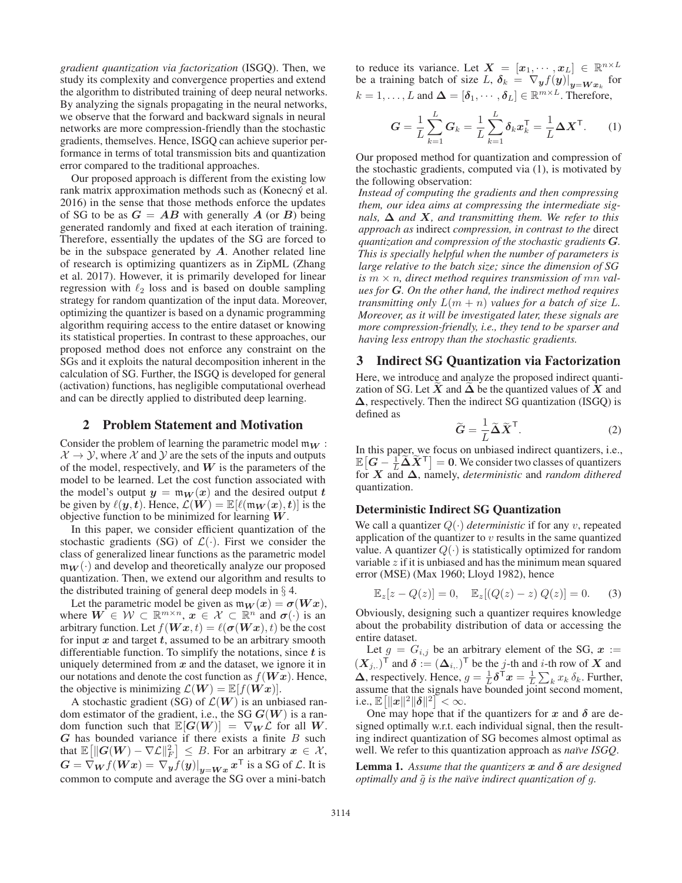*gradient quantization via factorization* (ISGQ). Then, we study its complexity and convergence properties and extend the algorithm to distributed training of deep neural networks. By analyzing the signals propagating in the neural networks, we observe that the forward and backward signals in neural networks are more compression-friendly than the stochastic gradients, themselves. Hence, ISGQ can achieve superior performance in terms of total transmission bits and quantization error compared to the traditional approaches.

Our proposed approach is different from the existing low rank matrix approximation methods such as (Konecný et al. 2016) in the sense that those methods enforce the updates of SG to be as $\boldsymbol{G} = \boldsymbol{A}\boldsymbol{B}$ with generally $\boldsymbol{A}$ (or $\boldsymbol{B}$) being generated randomly and fixed at each iteration of training. Therefore, essentially the updates of the SG are forced to be in the subspace generated by $\boldsymbol{A}$. Another related line of research is optimizing quantizers as in ZipML (Zhang et al. 2017). However, it is primarily developed for linear regression with $\ell_2$ loss and is based on double sampling strategy for random quantization of the input data. Moreover, optimizing the quantizer is based on a dynamic programming algorithm requiring access to the entire dataset or knowing its statistical properties. In contrast to these approaches, our proposed method does not enforce any constraint on the SGs and it exploits the natural decomposition inherent in the calculation of SG. Further, the ISGQ is developed for general (activation) functions, has negligible computational overhead and can be directly applied to distributed deep learning.

## 2 Problem Statement and Motivation

Consider the problem of learning the parametric model $\mathfrak{m}_{\boldsymbol{W}} : \mathcal{X} \to \mathcal{Y}$, where $\mathcal{X}$ and $\mathcal{Y}$ are the sets of the inputs and outputs of the model, respectively, and $\boldsymbol{W}$ is the parameters of the model to be learned. Let the cost function associated with the model's output $\boldsymbol{y} = \mathfrak{m}_{\boldsymbol{W}}(\boldsymbol{x})$ and the desired output $\boldsymbol{t}$ be given by $\ell(\boldsymbol{y}, \boldsymbol{t})$. Hence, $\mathcal{L}(\boldsymbol{W}) = \mathbb{E}[\ell(\mathfrak{m}_{\boldsymbol{W}}(\boldsymbol{x}), \boldsymbol{t})]$ is the objective function to be minimized for learning $\boldsymbol{W}$.

In this paper, we consider efficient quantization of the stochastic gradients (SG) of $\mathcal{L}(\cdot)$. First we consider the class of generalized linear functions as the parametric model $\mathfrak{m}_{\boldsymbol{W}}(\cdot)$ and develop and theoretically analyze our proposed quantization. Then, we extend our algorithm and results to the distributed training of general deep models in § 4.

Let the parametric model be given as $\mathfrak{m}_{\boldsymbol{W}}(\boldsymbol{x}) = \boldsymbol{\sigma}(\boldsymbol{W}\boldsymbol{x})$, where $\boldsymbol{W} \in \mathcal{W} \subset \mathbb{R}^{m \times n}$, $\boldsymbol{x} \in \mathcal{X} \subset \mathbb{R}^n$ and $\boldsymbol{\sigma}(\cdot)$ is an arbitrary function. Let $f(\boldsymbol{W}\boldsymbol{x}, t) = \ell(\boldsymbol{\sigma}(\boldsymbol{W}\boldsymbol{x}), t)$ be the cost for input $\boldsymbol{x}$ and target $\boldsymbol{t}$, assumed to be an arbitrary smooth differentiable function. To simplify the notations, since $\boldsymbol{t}$ is uniquely determined from $\boldsymbol{x}$ and the dataset, we ignore it in our notations and denote the cost function as $f(\boldsymbol{W}\boldsymbol{x})$. Hence, the objective is minimizing $\mathcal{L}(\boldsymbol{W}) = \mathbb{E}[f(\boldsymbol{W}\boldsymbol{x})]$.

A stochastic gradient (SG) of $\mathcal{L}(\boldsymbol{W})$ is an unbiased random estimator of the gradient, i.e., the SG $\boldsymbol{G}(\boldsymbol{W})$ is a random function such that $\mathbb{E}[\boldsymbol{G}(\boldsymbol{W})] = \nabla_{\boldsymbol{W}}\mathcal{L}$ for all $\boldsymbol{W}$. $\boldsymbol{G}$ has bounded variance if there exists a finite $B$ such that $\mathbb{E}\left[\|\boldsymbol{G}(\boldsymbol{W}) - \nabla\mathcal{L}\|_F^2\right] \le B$. For an arbitrary $\boldsymbol{x} \in \mathcal{X}$, $\boldsymbol{G} = \nabla_{\boldsymbol{W}} f(\boldsymbol{W}\boldsymbol{x}) = \nabla_{\boldsymbol{y}} f(\boldsymbol{y})\big|_{\boldsymbol{y}=\boldsymbol{W}\boldsymbol{x}} \boldsymbol{x}^\mathsf{T}$ is a SG of $\mathcal{L}$. It is common to compute and average the SG over a mini-batch to reduce its variance. Let $\boldsymbol{X} = [\boldsymbol{x}_1, \cdots, \boldsymbol{x}_L] \in \mathbb{R}^{n \times L}$ be a training batch of size $L$, $\boldsymbol{\delta}_k = \nabla_{\boldsymbol{y}} f(\boldsymbol{y})\big|_{\boldsymbol{y}=\boldsymbol{W}\boldsymbol{x}_k}$ for $k = 1, \ldots, L$ and $\boldsymbol{\Delta} = [\boldsymbol{\delta}_1, \cdots, \boldsymbol{\delta}_L] \in \mathbb{R}^{m \times L}$. Therefore,

$$\boldsymbol{G} = \frac{1}{L}\sum_{k=1}^{L} \boldsymbol{G}_k = \frac{1}{L}\sum_{k=1}^{L} \boldsymbol{\delta}_k \boldsymbol{x}_k^\mathsf{T} = \frac{1}{L}\boldsymbol{\Delta}\boldsymbol{X}^\mathsf{T}. \qquad (1)$$

Our proposed method for quantization and compression of the stochastic gradients, computed via (1), is motivated by the following observation:

*Instead of computing the gradients and then compressing them, our idea aims at compressing the intermediate signals, $\boldsymbol{\Delta}$ and $\boldsymbol{X}$, and transmitting them. We refer to this approach as* indirect *compression, in contrast to the* direct *quantization and compression of the stochastic gradients $\boldsymbol{G}$. This is specially helpful when the number of parameters is large relative to the batch size; since the dimension of SG is $m \times n$, direct method requires transmission of $mn$ values for $\boldsymbol{G}$. On the other hand, the indirect method requires transmitting only $L(m+n)$ values for a batch of size $L$. Moreover, as it will be investigated later, these signals are more compression-friendly, i.e., they tend to be sparser and having less entropy than the stochastic gradients.*

## 3 Indirect SG Quantization via Factorization

Here, we introduce and analyze the proposed indirect quantization of SG. Let $\widetilde{\boldsymbol{X}}$ and $\widetilde{\boldsymbol{\Delta}}$ be the quantized values of $\boldsymbol{X}$ and $\boldsymbol{\Delta}$, respectively. Then the indirect SG quantization (ISGQ) is defined as

$$\widetilde{\boldsymbol{G}} = \frac{1}{L}\widetilde{\boldsymbol{\Delta}}\widetilde{\boldsymbol{X}}^\mathsf{T}. \qquad (2)$$

In this paper, we focus on unbiased indirect quantizers, i.e., $\mathbb{E}\big[\boldsymbol{G} - \frac{1}{L}\widetilde{\boldsymbol{\Delta}}\widetilde{\boldsymbol{X}}^\mathsf{T}\big] = \boldsymbol{0}$. We consider two classes of quantizers for $\boldsymbol{X}$ and $\boldsymbol{\Delta}$, namely, *deterministic* and *random dithered* quantization.

### Deterministic Indirect SG Quantization

We call a quantizer $Q(\cdot)$ *deterministic* if for any $v$, repeated application of the quantizer to $v$ results in the same quantized value. A quantizer $Q(\cdot)$ is statistically optimized for random variable $z$ if it is unbiased and has the minimum mean squared error (MSE) (Max 1960; Lloyd 1982), hence

$$\mathbb{E}_z[z - Q(z)] = 0, \quad \mathbb{E}_z[(Q(z) - z)\, Q(z)] = 0. \qquad (3)$$

Obviously, designing such a quantizer requires knowledge about the probability distribution of data or accessing the entire dataset.

Let $g = G_{i,j}$ be an arbitrary element of the SG, $\boldsymbol{x} := (\boldsymbol{X}_{j,.})^\mathsf{T}$ and $\boldsymbol{\delta} := (\boldsymbol{\Delta}_{i,.})^\mathsf{T}$ be the $j$-th and $i$-th row of $\boldsymbol{X}$ and $\boldsymbol{\Delta}$, respectively. Hence, $g = \frac{1}{L}\boldsymbol{\delta}^\mathsf{T}\boldsymbol{x} = \frac{1}{L}\sum_k x_k\, \delta_k$. Further, assume that the signals have bounded joint second moment, i.e., $\mathbb{E}\left[\|\boldsymbol{x}\|^2\|\boldsymbol{\delta}\|^2\right] < \infty$.

One may hope that if the quantizers for $\boldsymbol{x}$ and $\boldsymbol{\delta}$ are designed optimally w.r.t. each individual signal, then the resulting indirect quantization of SG becomes almost optimal as well. We refer to this quantization approach as *naïve ISGQ*.

**Lemma 1.** *Assume that the quantizers $\boldsymbol{x}$ and $\boldsymbol{\delta}$ are designed optimally and $\tilde{g}$ is the naïve indirect quantization of $g$.*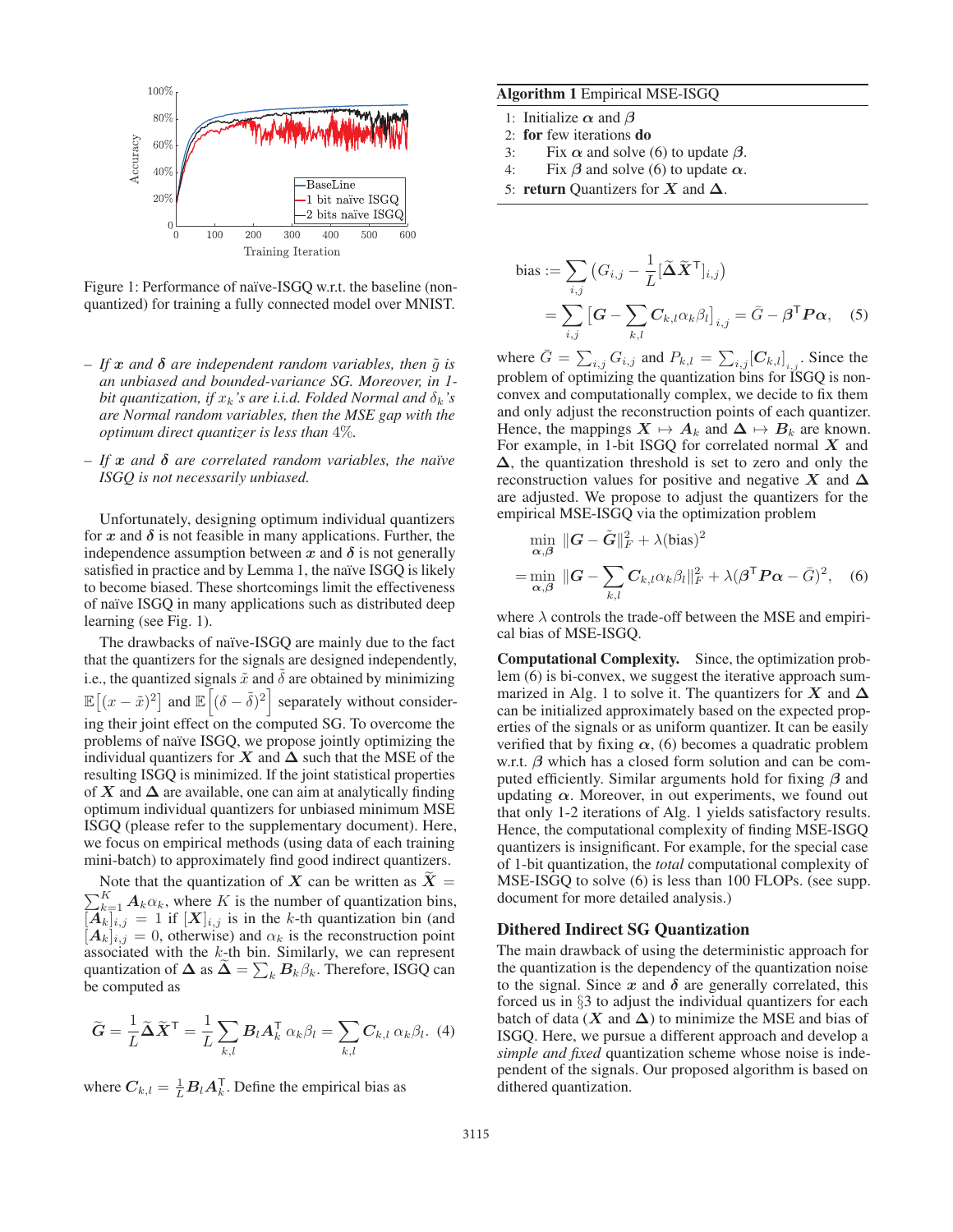Figure 1: Performance of naïve-ISGQ w.r.t. the baseline (non-quantized) for training a fully connected model over MNIST.

– *If $\boldsymbol{x}$ and $\boldsymbol{\delta}$ are independent random variables, then $\tilde{g}$ is an unbiased and bounded-variance SG. Moreover, in 1-bit quantization, if $x_k$'s are i.i.d. Folded Normal and $\delta_k$'s are Normal random variables, then the MSE gap with the optimum direct quantizer is less than 4%.*

– *If $\boldsymbol{x}$ and $\boldsymbol{\delta}$ are correlated random variables, the naïve ISGQ is not necessarily unbiased.*

Unfortunately, designing optimum individual quantizers for $\boldsymbol{x}$ and $\boldsymbol{\delta}$ is not feasible in many applications. Further, the independence assumption between $\boldsymbol{x}$ and $\boldsymbol{\delta}$ is not generally satisfied in practice and by Lemma 1, the naïve ISGQ is likely to become biased. These shortcomings limit the effectiveness of naïve ISGQ in many applications such as distributed deep learning (see Fig. 1).

The drawbacks of naïve-ISGQ are mainly due to the fact that the quantizers for the signals are designed independently, i.e., the quantized signals $\tilde{x}$ and $\tilde{\delta}$ are obtained by minimizing $\mathbb{E}\left[(x-\tilde{x})^2\right]$ and $\mathbb{E}\left[(\delta-\tilde{\delta})^2\right]$ separately without considering their joint effect on the computed SG. To overcome the problems of naïve ISGQ, we propose jointly optimizing the individual quantizers for $\boldsymbol{X}$ and $\boldsymbol{\Delta}$ such that the MSE of the resulting ISGQ is minimized. If the joint statistical properties of $\boldsymbol{X}$ and $\boldsymbol{\Delta}$ are available, one can aim at analytically finding optimum individual quantizers for unbiased minimum MSE ISGQ (please refer to the supplementary document). Here, we focus on empirical methods (using data of each training mini-batch) to approximately find good indirect quantizers.

Note that the quantization of $\boldsymbol{X}$ can be written as $\widetilde{\boldsymbol{X}} = \sum_{k=1}^{K} \boldsymbol{A}_k \alpha_k$, where $K$ is the number of quantization bins, $[\boldsymbol{A}_k]_{i,j} = 1$ if $[\boldsymbol{X}]_{i,j}$ is in the $k$-th quantization bin (and $[\boldsymbol{A}_k]_{i,j} = 0$, otherwise) and $\alpha_k$ is the reconstruction point associated with the $k$-th bin. Similarly, we can represent quantization of $\boldsymbol{\Delta}$ as $\widetilde{\boldsymbol{\Delta}} = \sum_k \boldsymbol{B}_k \beta_k$. Therefore, ISGQ can be computed as

$$\widetilde{\boldsymbol{G}} = \frac{1}{L}\widetilde{\boldsymbol{\Delta}}\widetilde{\boldsymbol{X}}^{\mathsf{T}} = \frac{1}{L}\sum_{k,l} \boldsymbol{B}_l \boldsymbol{A}_k^{\mathsf{T}}\, \alpha_k \beta_l = \sum_{k,l} \boldsymbol{C}_{k,l}\, \alpha_k \beta_l. \quad (4)$$

where $\boldsymbol{C}_{k,l} = \frac{1}{L}\boldsymbol{B}_l \boldsymbol{A}_k^{\mathsf{T}}$. Define the empirical bias as

---

**Algorithm 1** Empirical MSE-ISGQ

1: Initialize $\boldsymbol{\alpha}$ and $\boldsymbol{\beta}$
2: **for** few iterations **do**
3: &nbsp;&nbsp;&nbsp;&nbsp;Fix $\boldsymbol{\alpha}$ and solve (6) to update $\boldsymbol{\beta}$.
4: &nbsp;&nbsp;&nbsp;&nbsp;Fix $\boldsymbol{\beta}$ and solve (6) to update $\boldsymbol{\alpha}$.
5: **return** Quantizers for $\boldsymbol{X}$ and $\boldsymbol{\Delta}$.

---

$$\begin{aligned}\text{bias} &:= \sum_{i,j}\left(G_{i,j} - \frac{1}{L}[\widetilde{\boldsymbol{\Delta}}\widetilde{\boldsymbol{X}}^{\mathsf{T}}]_{i,j}\right) \\ &= \sum_{i,j}\Big[\boldsymbol{G} - \sum_{k,l}\boldsymbol{C}_{k,l}\alpha_k\beta_l\Big]_{i,j} = \bar{G} - \boldsymbol{\beta}^{\mathsf{T}}\boldsymbol{P}\boldsymbol{\alpha}, \quad (5)\end{aligned}$$

where $\bar{G} = \sum_{i,j} G_{i,j}$ and $P_{k,l} = \sum_{i,j}[\boldsymbol{C}_{k,l}]_{i,j}$. Since the problem of optimizing the quantization bins for ISGQ is non-convex and computationally complex, we decide to fix them and only adjust the reconstruction points of each quantizer. Hence, the mappings $\boldsymbol{X} \mapsto \boldsymbol{A}_k$ and $\boldsymbol{\Delta} \mapsto \boldsymbol{B}_k$ are known. For example, in 1-bit ISGQ for correlated normal $\boldsymbol{X}$ and $\boldsymbol{\Delta}$, the quantization threshold is set to zero and only the reconstruction values for positive and negative $\boldsymbol{X}$ and $\boldsymbol{\Delta}$ are adjusted. We propose to adjust the quantizers for the empirical MSE-ISGQ via the optimization problem

$$\begin{aligned}&\min_{\boldsymbol{\alpha},\boldsymbol{\beta}} \ \|\boldsymbol{G} - \widetilde{\boldsymbol{G}}\|_F^2 + \lambda(\text{bias})^2 \\ &= \min_{\boldsymbol{\alpha},\boldsymbol{\beta}} \ \|\boldsymbol{G} - \sum_{k,l}\boldsymbol{C}_{k,l}\alpha_k\beta_l\|_F^2 + \lambda(\boldsymbol{\beta}^{\mathsf{T}}\boldsymbol{P}\boldsymbol{\alpha} - \bar{G})^2, \quad (6)\end{aligned}$$

where $\lambda$ controls the trade-off between the MSE and empirical bias of MSE-ISGQ.

**Computational Complexity.** Since, the optimization problem (6) is bi-convex, we suggest the iterative approach summarized in Alg. 1 to solve it. The quantizers for $\boldsymbol{X}$ and $\boldsymbol{\Delta}$ can be initialized approximately based on the expected properties of the signals or as uniform quantizer. It can be easily verified that by fixing $\boldsymbol{\alpha}$, (6) becomes a quadratic problem w.r.t. $\boldsymbol{\beta}$ which has a closed form solution and can be computed efficiently. Similar arguments hold for fixing $\boldsymbol{\beta}$ and updating $\boldsymbol{\alpha}$. Moreover, in out experiments, we found out that only 1-2 iterations of Alg. 1 yields satisfactory results. Hence, the computational complexity of finding MSE-ISGQ quantizers is insignificant. For example, for the special case of 1-bit quantization, the *total* computational complexity of MSE-ISGQ to solve (6) is less than 100 FLOPs. (see supp. document for more detailed analysis.)

## Dithered Indirect SG Quantization

The main drawback of using the deterministic approach for the quantization is the dependency of the quantization noise to the signal. Since $\boldsymbol{x}$ and $\boldsymbol{\delta}$ are generally correlated, this forced us in §3 to adjust the individual quantizers for each batch of data ($\boldsymbol{X}$ and $\boldsymbol{\Delta}$) to minimize the MSE and bias of ISGQ. Here, we pursue a different approach and develop a *simple and fixed* quantization scheme whose noise is independent of the signals. Our proposed algorithm is based on dithered quantization.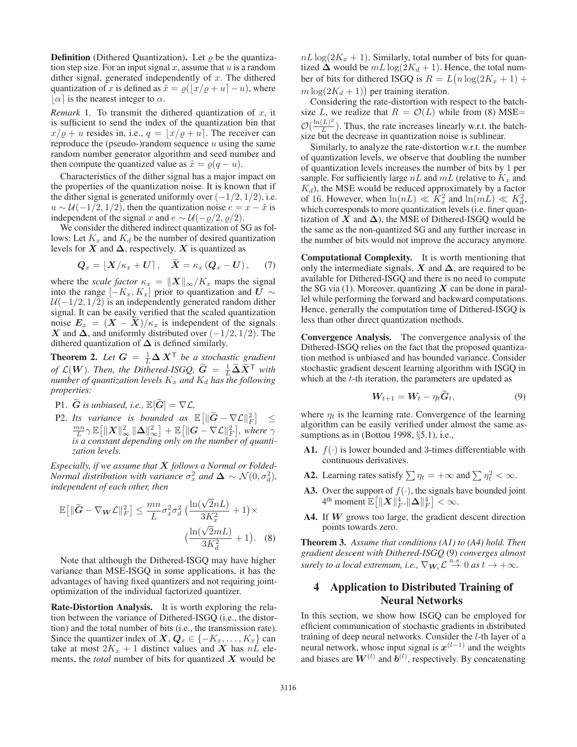**Definition** (Dithered Quantization)**.** Let $\varrho$ be the quantization step size. For an input signal $x$, assume that $u$ is a random dither signal, generated independently of $x$. The dithered quantization of $x$ is defined as $\tilde{x} = \varrho(\lfloor x/\varrho + u \rceil - u)$, where $\lfloor \alpha \rceil$ is the nearest integer to $\alpha$.

*Remark* 1. To transmit the dithered quantization of $x$, it is sufficient to send the index of the quantization bin that $x/\varrho + u$ resides in, i.e., $q = \lfloor x/\varrho + u \rceil$. The receiver can reproduce the (pseudo-)random sequence $u$ using the same random number generator algorithm and seed number and then compute the quantized value as $\tilde{x} = \varrho(q - u)$.

Characteristics of the dither signal has a major impact on the properties of the quantization noise. It is known that if the dither signal is generated uniformly over $(-1/2, 1/2)$, i.e. $u \sim \mathcal{U}(-1/2, 1/2)$, then the quantization noise $e = x - \tilde{x}$ is independent of the signal $x$ and $e \sim \mathcal{U}(-\varrho/2, \varrho/2)$.

We consider the dithered indirect quantization of SG as follows: Let $K_x$ and $K_d$ be the number of desired quantization levels for $\boldsymbol{X}$ and $\boldsymbol{\Delta}$, respectively. $\boldsymbol{X}$ is quantized as

$$\boldsymbol{Q}_x = \lfloor \boldsymbol{X}/\kappa_x + \boldsymbol{U} \rceil, \quad \widetilde{\boldsymbol{X}} = \kappa_x \left( \boldsymbol{Q}_x - \boldsymbol{U} \right), \tag{7}$$

where the *scale factor* $\kappa_x = \|\boldsymbol{X}\|_\infty / K_x$ maps the signal into the range $[-K_x, K_x]$ prior to quantization and $\boldsymbol{U} \sim \mathcal{U}(-1/2, 1/2)$ is an independently generated random dither signal. It can be easily verified that the scaled quantization noise $\boldsymbol{E}_x = (\boldsymbol{X} - \widetilde{\boldsymbol{X}})/\kappa_x$ is independent of the signals $\boldsymbol{X}$ and $\boldsymbol{\Delta}$, and uniformly distributed over $(-1/2, 1/2)$. The dithered quantization of $\boldsymbol{\Delta}$ is defined similarly.

**Theorem 2.** *Let $\boldsymbol{G} = \frac{1}{L} \boldsymbol{\Delta} \boldsymbol{X}^\mathsf{T}$ be a stochastic gradient of $\mathcal{L}(\boldsymbol{W})$. Then, the Dithered-ISGQ, $\widetilde{\boldsymbol{G}} = \frac{1}{L} \widetilde{\boldsymbol{\Delta}} \widetilde{\boldsymbol{X}}^\mathsf{T}$ with number of quantization levels $K_x$ and $K_d$ has the following properties:*

- P1. *$\widetilde{\boldsymbol{G}}$ is unbiased, i.e., $\mathbb{E}[\widetilde{\boldsymbol{G}}] = \nabla \mathcal{L}$,*
- P2. *Its variance is bounded as $\mathbb{E}\big[\|\widetilde{\boldsymbol{G}} - \nabla \mathcal{L}\|_F^2\big] \leq \frac{mn}{L} \gamma\, \mathbb{E}\big[\|\boldsymbol{X}\|_\infty^2 \|\boldsymbol{\Delta}\|_\infty^2\big] + \mathbb{E}\big[\|\boldsymbol{G} - \nabla \mathcal{L}\|_F^2\big]$, where $\gamma$ is a constant depending only on the number of quantization levels.*

*Especially, if we assume that $\boldsymbol{X}$ follows a Normal or Folded-Normal distribution with variance $\sigma_x^2$ and $\boldsymbol{\Delta} \sim \mathcal{N}(0, \sigma_d^2)$, independent of each other, then*

$$\mathbb{E}\big[\|\widetilde{\boldsymbol{G}} - \nabla_{\boldsymbol{W}} \mathcal{L}\|_F^2\big] \leq \frac{mn}{L} \sigma_x^2 \sigma_d^2 \left( \frac{\ln(\sqrt{2} nL)}{3K_x^2} + 1 \right) \times \left( \frac{\ln(\sqrt{2} mL)}{3K_d^2} + 1 \right). \tag{8}$$

Note that although the Dithered-ISGQ may have higher variance than MSE-ISGQ in some applications, it has the advantages of having fixed quantizers and not requiring joint-optimization of the individual factorized quantizer.

**Rate-Distortion Analysis.** It is worth exploring the relation between the variance of Dithered-ISGQ (i.e., the distortion) and the total number of bits (i.e., the transmission rate). Since the quantizer index of $\boldsymbol{X}$, $\boldsymbol{Q}_x \in \{-K_x, \ldots, K_x\}$ can take at most $2K_x + 1$ distinct values and $\boldsymbol{X}$ has $nL$ elements, the *total* number of bits for quantized $\boldsymbol{X}$ would be $nL \log(2K_x + 1)$. Similarly, total number of bits for quantized $\boldsymbol{\Delta}$ would be $mL \log(2K_d + 1)$. Hence, the total number of bits for dithered ISGQ is $R = L\big(n \log(2K_x + 1) + m \log(2K_d + 1)\big)$ per training iteration.

Considering the rate-distortion with respect to the batch-size $L$, we realize that $R = \mathcal{O}(L)$ while from (8) MSE$=\mathcal{O}(\frac{\ln(L)^2}{L})$. Thus, the rate increases linearly w.r.t. the batch-size but the decrease in quantization noise is sublinear.

Similarly, to analyze the rate-distortion w.r.t. the number of quantization levels, we observe that doubling the number of quantization levels increases the number of bits by 1 per sample. For sufficiently large $nL$ and $mL$ (relative to $K_x$ and $K_d$), the MSE would be reduced approximately by a factor of 16. However, when $\ln(nL) \ll K_x^2$ and $\ln(mL) \ll K_d^2$, which corresponds to more quantization levels (i.e. finer quantization of $\boldsymbol{X}$ and $\boldsymbol{\Delta}$), the MSE of Dithered-ISGQ would be the same as the non-quantized SG and any further increase in the number of bits would not improve the accuracy anymore.

**Computational Complexity.** It is worth mentioning that only the intermediate signals, $\boldsymbol{X}$ and $\boldsymbol{\Delta}$, are required to be available for Dithered-ISGQ and there is no need to compute the SG via (1). Moreover, quantizing $\boldsymbol{X}$ can be done in parallel while performing the forward and backward computations. Hence, generally the computation time of Dithered-ISGQ is less than other direct quantization methods.

**Convergence Analysis.** The convergence analysis of the Dithered-ISGQ relies on the fact that the proposed quantization method is unbiased and has bounded variance. Consider stochastic gradient descent learning algorithm with ISGQ in which at the $t$-th iteration, the parameters are updated as

$$\boldsymbol{W}_{t+1} = \boldsymbol{W}_t - \eta_t \widetilde{\boldsymbol{G}}_t, \tag{9}$$

where $\eta_t$ is the learning rate. Convergence of the learning algorithm can be easily verified under almost the same assumptions as in (Bottou 1998, §5.1), i.e.,

- **A1.** $f(\cdot)$ is lower bounded and 3-times differentiable with continuous derivatives.
- **A2.** Learning rates satisfy $\sum \eta_t = +\infty$ and $\sum \eta_t^2 < \infty$.
- **A3.** Over the support of $f(\cdot)$, the signals have bounded joint $4^{\text{th}}$ moment $\mathbb{E}\big[\|\boldsymbol{X}\|_F^4 . \|\boldsymbol{\Delta}\|_F^4\big] < \infty$.
- **A4.** If $\boldsymbol{W}$ grows too large, the gradient descent direction points towards zero.

**Theorem 3.** *Assume that conditions (A1) to (A4) hold. Then gradient descent with Dithered-ISGQ* (9) *converges almost surely to a local extremum, i.e., $\nabla_{\boldsymbol{W}_t} \mathcal{L} \overset{a.s.}{\to} 0$ as $t \to +\infty$.*

## 4 Application to Distributed Training of Neural Networks

In this section, we show how ISGQ can be employed for efficient communication of stochastic gradients in distributed training of deep neural networks. Consider the $l$-th layer of a neural network, whose input signal is $\boldsymbol{x}^{(l-1)}$ and the weights and biases are $\boldsymbol{W}^{(l)}$ and $\boldsymbol{b}^{(l)}$, respectively. By concatenating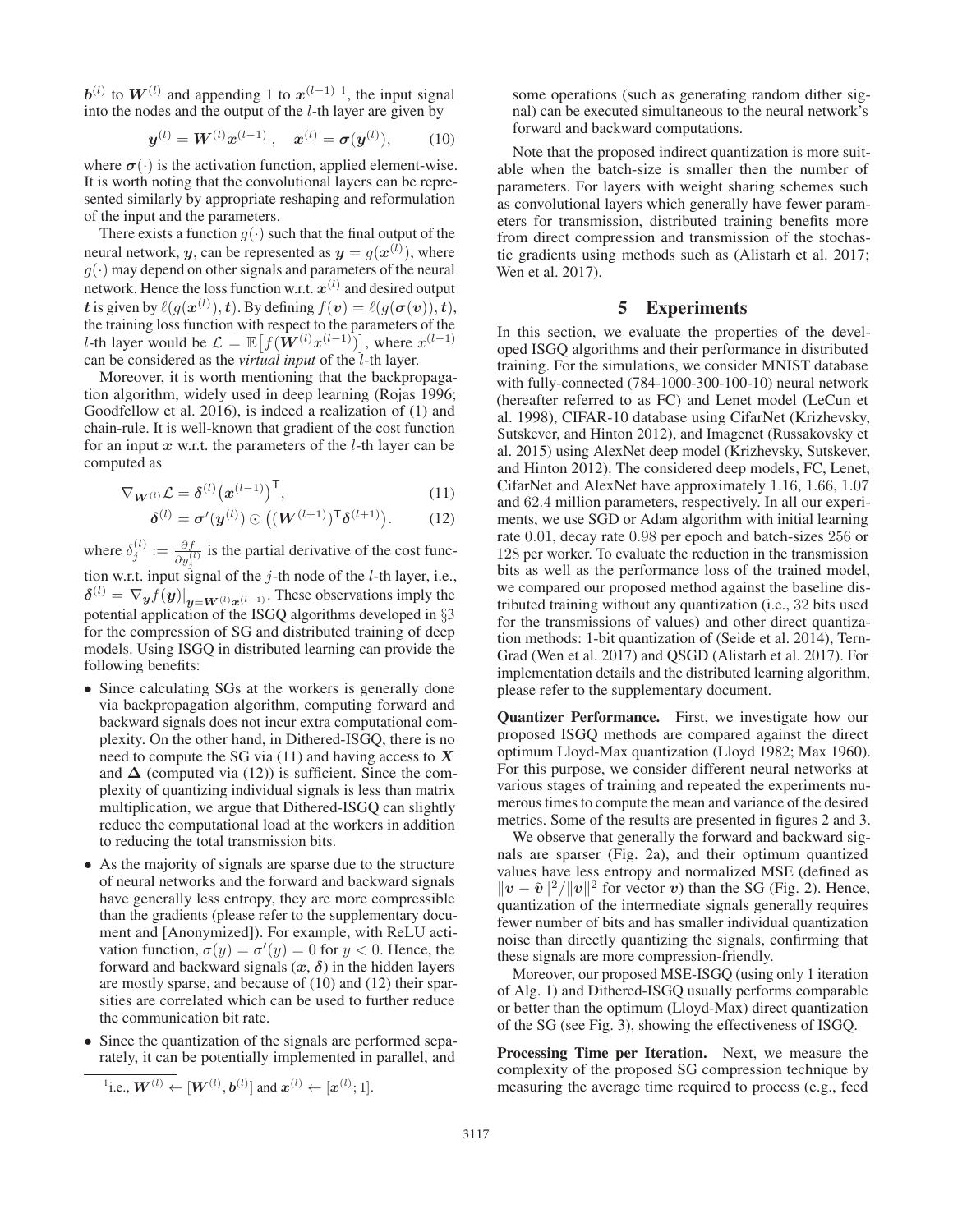$\boldsymbol{b}^{(l)}$ to $\boldsymbol{W}^{(l)}$ and appending 1 to $\boldsymbol{x}^{(l-1)}$ [1], the input signal into the nodes and the output of the $l$-th layer are given by

$$\boldsymbol{y}^{(l)} = \boldsymbol{W}^{(l)}\boldsymbol{x}^{(l-1)}\,, \quad \boldsymbol{x}^{(l)} = \boldsymbol{\sigma}(\boldsymbol{y}^{(l)}), \tag{10}$$

where $\boldsymbol{\sigma}(\cdot)$ is the activation function, applied element-wise. It is worth noting that the convolutional layers can be represented similarly by appropriate reshaping and reformulation of the input and the parameters.

There exists a function $g(\cdot)$ such that the final output of the neural network, $\boldsymbol{y}$, can be represented as $\boldsymbol{y} = g(\boldsymbol{x}^{(l)})$, where $g(\cdot)$ may depend on other signals and parameters of the neural network. Hence the loss function w.r.t. $\boldsymbol{x}^{(l)}$ and desired output $\boldsymbol{t}$ is given by $\ell(g(\boldsymbol{x}^{(l)}), \boldsymbol{t})$. By defining $f(\boldsymbol{v}) = \ell(g(\boldsymbol{\sigma}(\boldsymbol{v})), \boldsymbol{t})$, the training loss function with respect to the parameters of the $l$-th layer would be $\mathcal{L} = \mathbb{E}\big[f(\boldsymbol{W}^{(l)}x^{(l-1)})\big]$, where $x^{(l-1)}$ can be considered as the *virtual input* of the $l$-th layer.

Moreover, it is worth mentioning that the backpropagation algorithm, widely used in deep learning (Rojas 1996; Goodfellow et al. 2016), is indeed a realization of (1) and chain-rule. It is well-known that gradient of the cost function for an input $\boldsymbol{x}$ w.r.t. the parameters of the $l$-th layer can be computed as

$$\nabla_{\boldsymbol{W}^{(l)}}\mathcal{L} = \boldsymbol{\delta}^{(l)}\big(\boldsymbol{x}^{(l-1)}\big)^{\mathsf{T}}, \tag{11}$$

$$\boldsymbol{\delta}^{(l)} = \boldsymbol{\sigma}'(\boldsymbol{y}^{(l)}) \odot \big((\boldsymbol{W}^{(l+1)})^{\mathsf{T}}\boldsymbol{\delta}^{(l+1)}\big). \tag{12}$$

where $\delta_j^{(l)} := \frac{\partial f}{\partial y_j^{(l)}}$ is the partial derivative of the cost function w.r.t. input signal of the $j$-th node of the $l$-th layer, i.e., $\boldsymbol{\delta}^{(l)} = \nabla_{\boldsymbol{y}} f(\boldsymbol{y})\big|_{\boldsymbol{y}=\boldsymbol{W}^{(l)}\boldsymbol{x}^{(l-1)}}$. These observations imply the potential application of the ISGQ algorithms developed in §3 for the compression of SG and distributed training of deep models. Using ISGQ in distributed learning can provide the following benefits:

- Since calculating SGs at the workers is generally done via backpropagation algorithm, computing forward and backward signals does not incur extra computational complexity. On the other hand, in Dithered-ISGQ, there is no need to compute the SG via (11) and having access to $\boldsymbol{X}$ and $\boldsymbol{\Delta}$ (computed via (12)) is sufficient. Since the complexity of quantizing individual signals is less than matrix multiplication, we argue that Dithered-ISGQ can slightly reduce the computational load at the workers in addition to reducing the total transmission bits.
- As the majority of signals are sparse due to the structure of neural networks and the forward and backward signals have generally less entropy, they are more compressible than the gradients (please refer to the supplementary document and [Anonymized]). For example, with ReLU activation function, $\sigma(y) = \sigma'(y) = 0$ for $y < 0$. Hence, the forward and backward signals $(\boldsymbol{x}, \boldsymbol{\delta})$ in the hidden layers are mostly sparse, and because of (10) and (12) their sparsities are correlated which can be used to further reduce the communication bit rate.
- Since the quantization of the signals are performed separately, it can be potentially implemented in parallel, and some operations (such as generating random dither signal) can be executed simultaneous to the neural network's forward and backward computations.

[1] i.e., $\boldsymbol{W}^{(l)} \leftarrow [\boldsymbol{W}^{(l)}, \boldsymbol{b}^{(l)}]$ and $\boldsymbol{x}^{(l)} \leftarrow [\boldsymbol{x}^{(l)}; 1]$.

Note that the proposed indirect quantization is more suitable when the batch-size is smaller then the number of parameters. For layers with weight sharing schemes such as convolutional layers which generally have fewer parameters for transmission, distributed training benefits more from direct compression and transmission of the stochastic gradients using methods such as (Alistarh et al. 2017; Wen et al. 2017).

## 5 Experiments

In this section, we evaluate the properties of the developed ISGQ algorithms and their performance in distributed training. For the simulations, we consider MNIST database with fully-connected (784-1000-300-100-10) neural network (hereafter referred to as FC) and Lenet model (LeCun et al. 1998), CIFAR-10 database using CifarNet (Krizhevsky, Sutskever, and Hinton 2012), and Imagenet (Russakovsky et al. 2015) using AlexNet deep model (Krizhevsky, Sutskever, and Hinton 2012). The considered deep models, FC, Lenet, CifarNet and AlexNet have approximately 1.16, 1.66, 1.07 and 62.4 million parameters, respectively. In all our experiments, we use SGD or Adam algorithm with initial learning rate 0.01, decay rate 0.98 per epoch and batch-sizes 256 or 128 per worker. To evaluate the reduction in the transmission bits as well as the performance loss of the trained model, we compared our proposed method against the baseline distributed training without any quantization (i.e., 32 bits used for the transmissions of values) and other direct quantization methods: 1-bit quantization of (Seide et al. 2014), TernGrad (Wen et al. 2017) and QSGD (Alistarh et al. 2017). For implementation details and the distributed learning algorithm, please refer to the supplementary document.

**Quantizer Performance.** First, we investigate how our proposed ISGQ methods are compared against the direct optimum Lloyd-Max quantization (Lloyd 1982; Max 1960). For this purpose, we consider different neural networks at various stages of training and repeated the experiments numerous times to compute the mean and variance of the desired metrics. Some of the results are presented in figures 2 and 3.

We observe that generally the forward and backward signals are sparser (Fig. 2a), and their optimum quantized values have less entropy and normalized MSE (defined as $\|\boldsymbol{v} - \tilde{\boldsymbol{v}}\|^2/\|\boldsymbol{v}\|^2$ for vector $\boldsymbol{v}$) than the SG (Fig. 2). Hence, quantization of the intermediate signals generally requires fewer number of bits and has smaller individual quantization noise than directly quantizing the signals, confirming that these signals are more compression-friendly.

Moreover, our proposed MSE-ISGQ (using only 1 iteration of Alg. 1) and Dithered-ISGQ usually performs comparable or better than the optimum (Lloyd-Max) direct quantization of the SG (see Fig. 3), showing the effectiveness of ISGQ.

**Processing Time per Iteration.** Next, we measure the complexity of the proposed SG compression technique by measuring the average time required to process (e.g., feed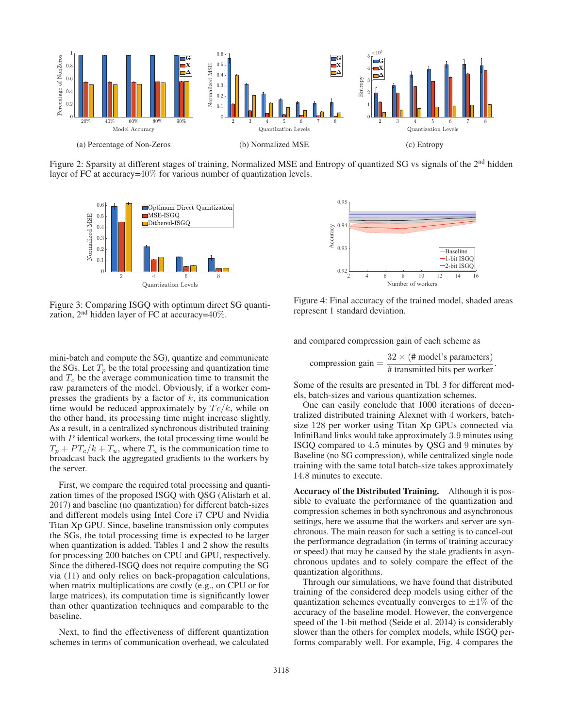Figure 2: Sparsity at different stages of training, Normalized MSE and Entropy of quantized SG vs signals of the 2[nd] hidden layer of FC at accuracy=$40\%$ for various number of quantization levels.

(a) Percentage of Non-Zeros

(b) Normalized MSE

(c) Entropy

Figure 3: Comparing ISGQ with optimum direct SG quantization, 2[nd] hidden layer of FC at accuracy=$40\%$.

Figure 4: Final accuracy of the trained model, shaded areas represent 1 standard deviation.

mini-batch and compute the SG), quantize and communicate the SGs. Let $T_p$ be the total processing and quantization time and $T_c$ be the average communication time to transmit the raw parameters of the model. Obviously, if a worker compresses the gradients by a factor of $k$, its communication time would be reduced approximately by $Tc/k$, while on the other hand, its processing time might increase slightly. As a result, in a centralized synchronous distributed training with $P$ identical workers, the total processing time would be $T_p + PT_c/k + T_u$, where $T_u$ is the communication time to broadcast back the aggregated gradients to the workers by the server.

First, we compare the required total processing and quantization times of the proposed ISGQ with QSG (Alistarh et al. 2017) and baseline (no quantization) for different batch-sizes and different models using Intel Core i7 CPU and Nvidia Titan Xp GPU. Since, baseline transmission only computes the SGs, the total processing time is expected to be larger when quantization is added. Tables 1 and 2 show the results for processing 200 batches on CPU and GPU, respectively. Since the dithered-ISGQ does not require computing the SG via (11) and only relies on back-propagation calculations, when matrix multiplications are costly (e.g., on CPU or for large matrices), its computation time is significantly lower than other quantization techniques and comparable to the baseline.

Next, to find the effectiveness of different quantization schemes in terms of communication overhead, we calculated and compared compression gain of each scheme as

$$\text{compression gain} = \frac{32 \times (\text{\# model's parameters})}{\text{\# transmitted bits per worker}}.$$

Some of the results are presented in Tbl. 3 for different models, batch-sizes and various quantization schemes.

One can easily conclude that 1000 iterations of decentralized distributed training Alexnet with 4 workers, batch-size 128 per worker using Titan Xp GPUs connected via InfiniBand links would take approximately 3.9 minutes using ISGQ compared to 4.5 minutes by QSG and 9 minutes by Baseline (no SG compression), while centralized single node training with the same total batch-size takes approximately 14.8 minutes to execute.

**Accuracy of the Distributed Training.** Although it is possible to evaluate the performance of the quantization and compression schemes in both synchronous and asynchronous settings, here we assume that the workers and server are synchronous. The main reason for such a setting is to cancel-out the performance degradation (in terms of training accuracy or speed) that may be caused by the stale gradients in asynchronous updates and to solely compare the effect of the quantization algorithms.

Through our simulations, we have found that distributed training of the considered deep models using either of the quantization schemes eventually converges to $\pm 1\%$ of the accuracy of the baseline model. However, the convergence speed of the 1-bit method (Seide et al. 2014) is considerably slower than the others for complex models, while ISGQ performs comparably well. For example, Fig. 4 compares the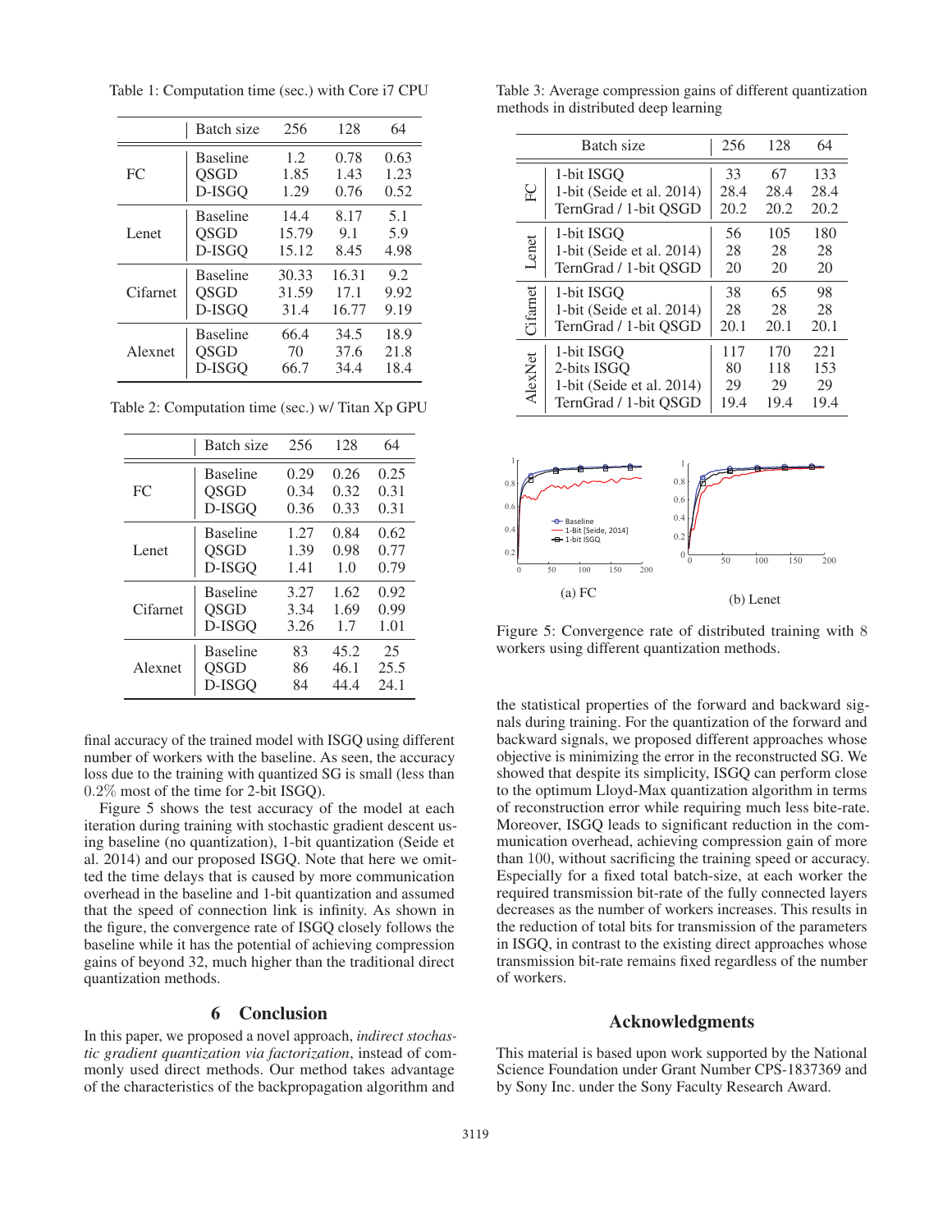Table 1: Computation time (sec.) with Core i7 CPU

| | Batch size | 256 | 128 | 64 |
|---|---|---|---|---|
| FC | Baseline | 1.2 | 0.78 | 0.63 |
| | QSGD | 1.85 | 1.43 | 1.23 |
| | D-ISGQ | 1.29 | 0.76 | 0.52 |
| Lenet | Baseline | 14.4 | 8.17 | 5.1 |
| | QSGD | 15.79 | 9.1 | 5.9 |
| | D-ISGQ | 15.12 | 8.45 | 4.98 |
| Cifarnet | Baseline | 30.33 | 16.31 | 9.2 |
| | QSGD | 31.59 | 17.1 | 9.92 |
| | D-ISGQ | 31.4 | 16.77 | 9.19 |
| Alexnet | Baseline | 66.4 | 34.5 | 18.9 |
| | QSGD | 70 | 37.6 | 21.8 |
| | D-ISGQ | 66.7 | 34.4 | 18.4 |

Table 2: Computation time (sec.) w/ Titan Xp GPU

| | Batch size | 256 | 128 | 64 |
|---|---|---|---|---|
| FC | Baseline | 0.29 | 0.26 | 0.25 |
| | QSGD | 0.34 | 0.32 | 0.31 |
| | D-ISGQ | 0.36 | 0.33 | 0.31 |
| Lenet | Baseline | 1.27 | 0.84 | 0.62 |
| | QSGD | 1.39 | 0.98 | 0.77 |
| | D-ISGQ | 1.41 | 1.0 | 0.79 |
| Cifarnet | Baseline | 3.27 | 1.62 | 0.92 |
| | QSGD | 3.34 | 1.69 | 0.99 |
| | D-ISGQ | 3.26 | 1.7 | 1.01 |
| Alexnet | Baseline | 83 | 45.2 | 25 |
| | QSGD | 86 | 46.1 | 25.5 |
| | D-ISGQ | 84 | 44.4 | 24.1 |

final accuracy of the trained model with ISGQ using different number of workers with the baseline. As seen, the accuracy loss due to the training with quantized SG is small (less than $0.2\%$ most of the time for 2-bit ISGQ).

Figure 5 shows the test accuracy of the model at each iteration during training with stochastic gradient descent using baseline (no quantization), 1-bit quantization (Seide et al. 2014) and our proposed ISGQ. Note that here we omitted the time delays that is caused by more communication overhead in the baseline and 1-bit quantization and assumed that the speed of connection link is infinity. As shown in the figure, the convergence rate of ISGQ closely follows the baseline while it has the potential of achieving compression gains of beyond 32, much higher than the traditional direct quantization methods.

## 6 Conclusion

In this paper, we proposed a novel approach, *indirect stochastic gradient quantization via factorization*, instead of commonly used direct methods. Our method takes advantage of the characteristics of the backpropagation algorithm and the statistical properties of the forward and backward signals during training. For the quantization of the forward and backward signals, we proposed different approaches whose objective is minimizing the error in the reconstructed SG. We showed that despite its simplicity, ISGQ can perform close to the optimum Lloyd-Max quantization algorithm in terms of reconstruction error while requiring much less bite-rate. Moreover, ISGQ leads to significant reduction in the communication overhead, achieving compression gain of more than 100, without sacrificing the training speed or accuracy. Especially for a fixed total batch-size, at each worker the required transmission bit-rate of the fully connected layers decreases as the number of workers increases. This results in the reduction of total bits for transmission of the parameters in ISGQ, in contrast to the existing direct approaches whose transmission bit-rate remains fixed regardless of the number of workers.

Table 3: Average compression gains of different quantization methods in distributed deep learning

| | Batch size | 256 | 128 | 64 |
|---|---|---|---|---|
| FC | 1-bit ISGQ | 33 | 67 | 133 |
| | 1-bit (Seide et al. 2014) | 28.4 | 28.4 | 28.4 |
| | TernGrad / 1-bit QSGD | 20.2 | 20.2 | 20.2 |
| Lenet | 1-bit ISGQ | 56 | 105 | 180 |
| | 1-bit (Seide et al. 2014) | 28 | 28 | 28 |
| | TernGrad / 1-bit QSGD | 20 | 20 | 20 |
| Cifarnet | 1-bit ISGQ | 38 | 65 | 98 |
| | 1-bit (Seide et al. 2014) | 28 | 28 | 28 |
| | TernGrad / 1-bit QSGD | 20.1 | 20.1 | 20.1 |
| AlexNet | 1-bit ISGQ | 117 | 170 | 221 |
| | 2-bits ISGQ | 80 | 118 | 153 |
| | 1-bit (Seide et al. 2014) | 29 | 29 | 29 |
| | TernGrad / 1-bit QSGD | 19.4 | 19.4 | 19.4 |

(a) FC

(b) Lenet

Figure 5: Convergence rate of distributed training with 8 workers using different quantization methods.

## Acknowledgments

This material is based upon work supported by the National Science Foundation under Grant Number CPS-1837369 and by Sony Inc. under the Sony Faculty Research Award.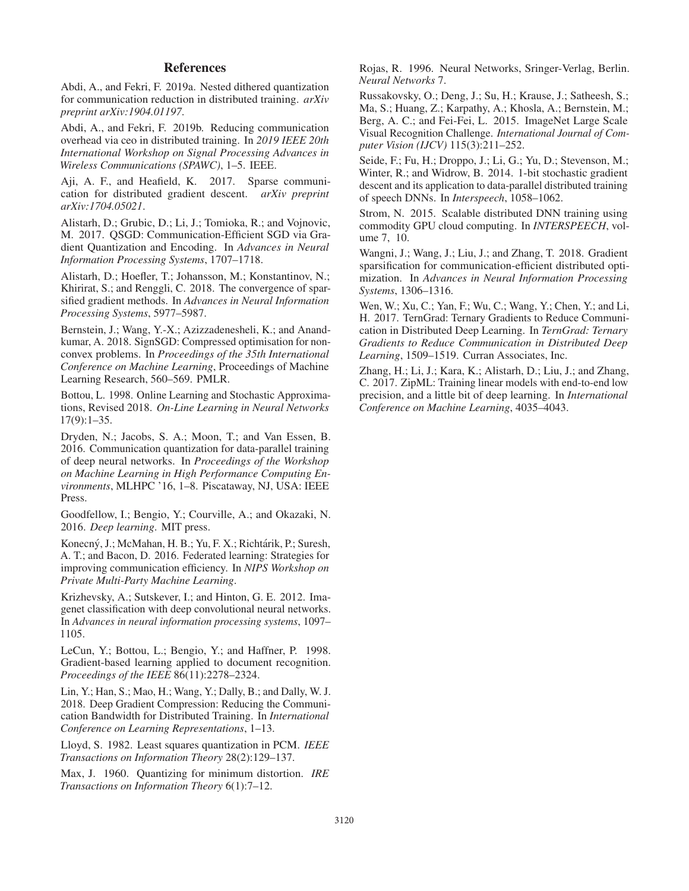## References

Abdi, A., and Fekri, F. 2019a. Nested dithered quantization for communication reduction in distributed training. *arXiv preprint arXiv:1904.01197*.

Abdi, A., and Fekri, F. 2019b. Reducing communication overhead via ceo in distributed training. In *2019 IEEE 20th International Workshop on Signal Processing Advances in Wireless Communications (SPAWC)*, 1–5. IEEE.

Aji, A. F., and Heafield, K. 2017. Sparse communication for distributed gradient descent. *arXiv preprint arXiv:1704.05021*.

Alistarh, D.; Grubic, D.; Li, J.; Tomioka, R.; and Vojnovic, M. 2017. QSGD: Communication-Efficient SGD via Gradient Quantization and Encoding. In *Advances in Neural Information Processing Systems*, 1707–1718.

Alistarh, D.; Hoefler, T.; Johansson, M.; Konstantinov, N.; Khirirat, S.; and Renggli, C. 2018. The convergence of sparsified gradient methods. In *Advances in Neural Information Processing Systems*, 5977–5987.

Bernstein, J.; Wang, Y.-X.; Azizzadenesheli, K.; and Anandkumar, A. 2018. SignSGD: Compressed optimisation for nonconvex problems. In *Proceedings of the 35th International Conference on Machine Learning*, Proceedings of Machine Learning Research, 560–569. PMLR.

Bottou, L. 1998. Online Learning and Stochastic Approximations, Revised 2018. *On-Line Learning in Neural Networks* 17(9):1–35.

Dryden, N.; Jacobs, S. A.; Moon, T.; and Van Essen, B. 2016. Communication quantization for data-parallel training of deep neural networks. In *Proceedings of the Workshop on Machine Learning in High Performance Computing Environments*, MLHPC '16, 1–8. Piscataway, NJ, USA: IEEE Press.

Goodfellow, I.; Bengio, Y.; Courville, A.; and Okazaki, N. 2016. *Deep learning*. MIT press.

Konecný, J.; McMahan, H. B.; Yu, F. X.; Richtárik, P.; Suresh, A. T.; and Bacon, D. 2016. Federated learning: Strategies for improving communication efficiency. In *NIPS Workshop on Private Multi-Party Machine Learning*.

Krizhevsky, A.; Sutskever, I.; and Hinton, G. E. 2012. Imagenet classification with deep convolutional neural networks. In *Advances in neural information processing systems*, 1097–1105.

LeCun, Y.; Bottou, L.; Bengio, Y.; and Haffner, P. 1998. Gradient-based learning applied to document recognition. *Proceedings of the IEEE* 86(11):2278–2324.

Lin, Y.; Han, S.; Mao, H.; Wang, Y.; Dally, B.; and Dally, W. J. 2018. Deep Gradient Compression: Reducing the Communication Bandwidth for Distributed Training. In *International Conference on Learning Representations*, 1–13.

Lloyd, S. 1982. Least squares quantization in PCM. *IEEE Transactions on Information Theory* 28(2):129–137.

Max, J. 1960. Quantizing for minimum distortion. *IRE Transactions on Information Theory* 6(1):7–12.

Rojas, R. 1996. Neural Networks, Sringer-Verlag, Berlin. *Neural Networks* 7.

Russakovsky, O.; Deng, J.; Su, H.; Krause, J.; Satheesh, S.; Ma, S.; Huang, Z.; Karpathy, A.; Khosla, A.; Bernstein, M.; Berg, A. C.; and Fei-Fei, L. 2015. ImageNet Large Scale Visual Recognition Challenge. *International Journal of Computer Vision (IJCV)* 115(3):211–252.

Seide, F.; Fu, H.; Droppo, J.; Li, G.; Yu, D.; Stevenson, M.; Winter, R.; and Widrow, B. 2014. 1-bit stochastic gradient descent and its application to data-parallel distributed training of speech DNNs. In *Interspeech*, 1058–1062.

Strom, N. 2015. Scalable distributed DNN training using commodity GPU cloud computing. In *INTERSPEECH*, volume 7, 10.

Wangni, J.; Wang, J.; Liu, J.; and Zhang, T. 2018. Gradient sparsification for communication-efficient distributed optimization. In *Advances in Neural Information Processing Systems*, 1306–1316.

Wen, W.; Xu, C.; Yan, F.; Wu, C.; Wang, Y.; Chen, Y.; and Li, H. 2017. TernGrad: Ternary Gradients to Reduce Communication in Distributed Deep Learning. In *TernGrad: Ternary Gradients to Reduce Communication in Distributed Deep Learning*, 1509–1519. Curran Associates, Inc.

Zhang, H.; Li, J.; Kara, K.; Alistarh, D.; Liu, J.; and Zhang, C. 2017. ZipML: Training linear models with end-to-end low precision, and a little bit of deep learning. In *International Conference on Machine Learning*, 4035–4043.